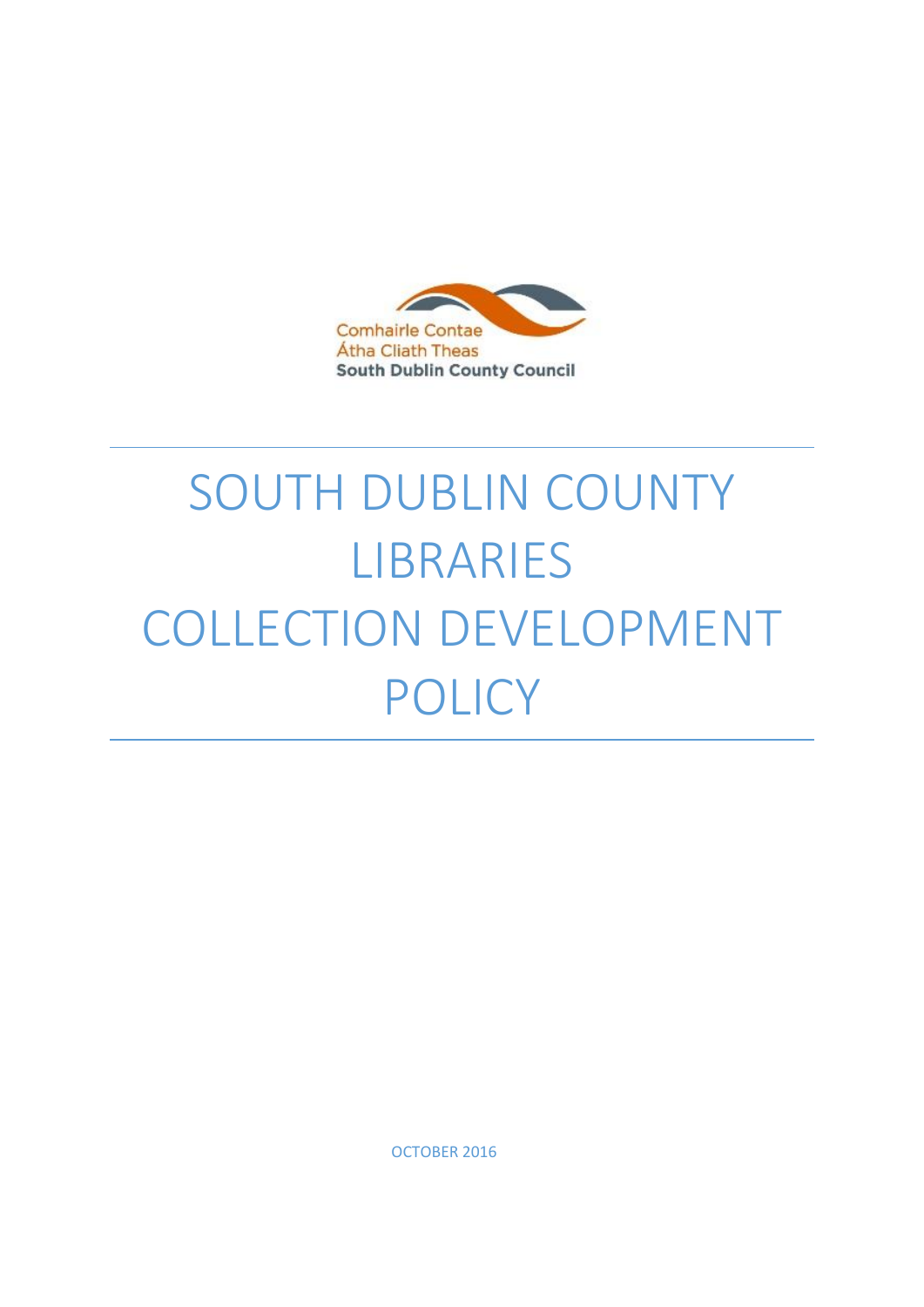Comhairle Contae
Átha Cliath Theas
**South Dublin County Council**

# SOUTH DUBLIN COUNTY LIBRARIES COLLECTION DEVELOPMENT POLICY

OCTOBER 2016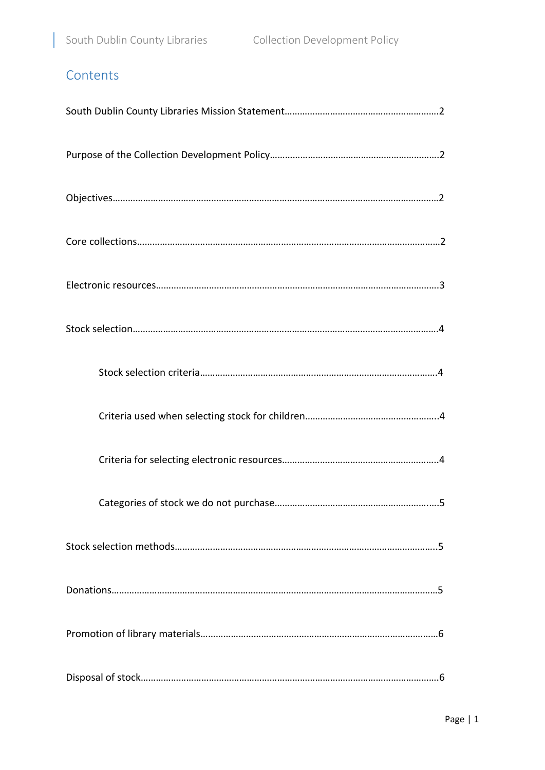## Contents

South Dublin County Libraries Mission Statement……………………………………………………2

Purpose of the Collection Development Policy…………………………………………………………2

Objectives……………………………………………………………………………………………………………2

Core collections……………………………………………………………………………………………………2

Electronic resources………………………………………………………………………………………………3

Stock selection………………………………………………………………………………………………………4

- Stock selection criteria…………………………………………………………………………4
- Criteria used when selecting stock for children………………………………………..4
- Criteria for selecting electronic resources………………………………………………..4
- Categories of stock we do not purchase…………………………………………………...5

Stock selection methods…………………………………………………………………………………………5

Donations……………………………………………………………………………………………………………5

Promotion of library materials…………………………………………………………………………………6

Disposal of stock……………………………………………………………………………………………………6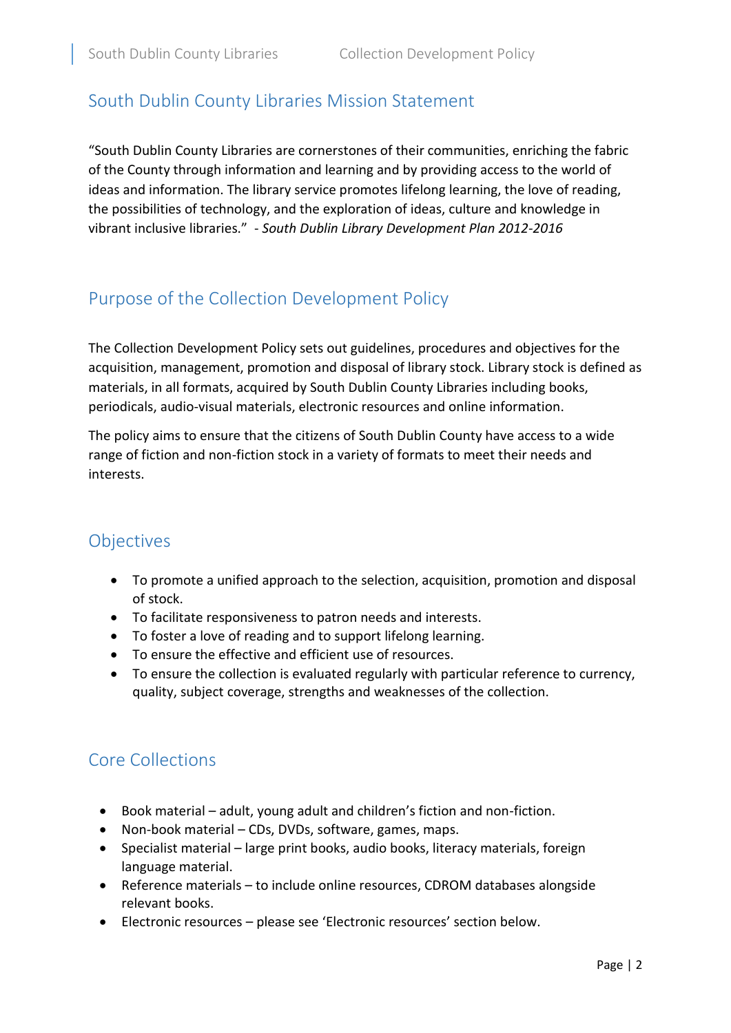## South Dublin County Libraries Mission Statement

"South Dublin County Libraries are cornerstones of their communities, enriching the fabric of the County through information and learning and by providing access to the world of ideas and information. The library service promotes lifelong learning, the love of reading, the possibilities of technology, and the exploration of ideas, culture and knowledge in vibrant inclusive libraries." - *South Dublin Library Development Plan 2012-2016*

## Purpose of the Collection Development Policy

The Collection Development Policy sets out guidelines, procedures and objectives for the acquisition, management, promotion and disposal of library stock. Library stock is defined as materials, in all formats, acquired by South Dublin County Libraries including books, periodicals, audio-visual materials, electronic resources and online information.

The policy aims to ensure that the citizens of South Dublin County have access to a wide range of fiction and non-fiction stock in a variety of formats to meet their needs and interests.

## Objectives

- To promote a unified approach to the selection, acquisition, promotion and disposal of stock.
- To facilitate responsiveness to patron needs and interests.
- To foster a love of reading and to support lifelong learning.
- To ensure the effective and efficient use of resources.
- To ensure the collection is evaluated regularly with particular reference to currency, quality, subject coverage, strengths and weaknesses of the collection.

## Core Collections

- Book material – adult, young adult and children's fiction and non-fiction.
- Non-book material – CDs, DVDs, software, games, maps.
- Specialist material – large print books, audio books, literacy materials, foreign language material.
- Reference materials – to include online resources, CDROM databases alongside relevant books.
- Electronic resources – please see 'Electronic resources' section below.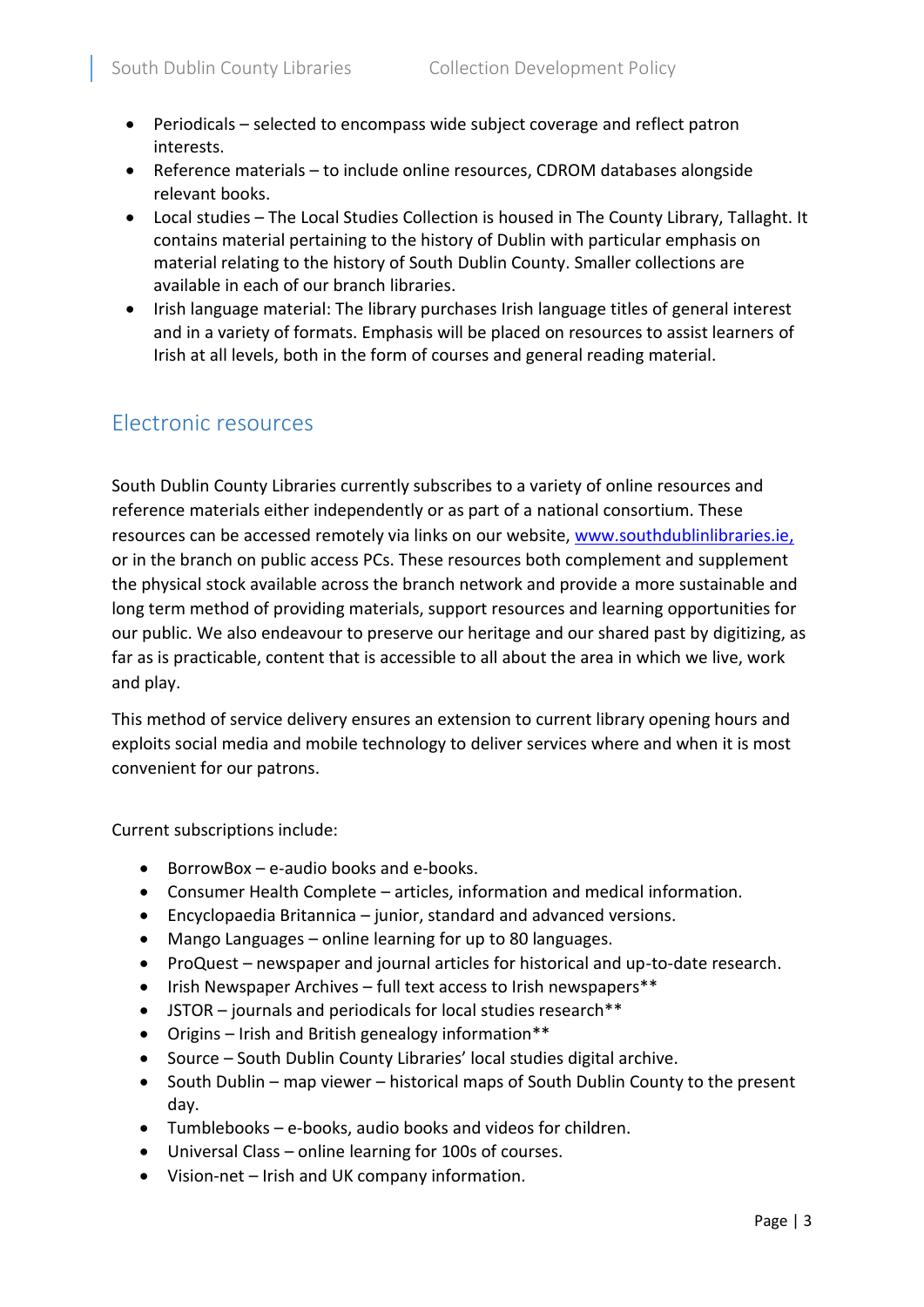- Periodicals – selected to encompass wide subject coverage and reflect patron interests.
- Reference materials – to include online resources, CDROM databases alongside relevant books.
- Local studies – The Local Studies Collection is housed in The County Library, Tallaght. It contains material pertaining to the history of Dublin with particular emphasis on material relating to the history of South Dublin County. Smaller collections are available in each of our branch libraries.
- Irish language material: The library purchases Irish language titles of general interest and in a variety of formats. Emphasis will be placed on resources to assist learners of Irish at all levels, both in the form of courses and general reading material.

## Electronic resources

South Dublin County Libraries currently subscribes to a variety of online resources and reference materials either independently or as part of a national consortium. These resources can be accessed remotely via links on our website, [www.southdublinlibraries.ie,](http://www.southdublinlibraries.ie) or in the branch on public access PCs. These resources both complement and supplement the physical stock available across the branch network and provide a more sustainable and long term method of providing materials, support resources and learning opportunities for our public. We also endeavour to preserve our heritage and our shared past by digitizing, as far as is practicable, content that is accessible to all about the area in which we live, work and play.

This method of service delivery ensures an extension to current library opening hours and exploits social media and mobile technology to deliver services where and when it is most convenient for our patrons.

Current subscriptions include:

- BorrowBox – e-audio books and e-books.
- Consumer Health Complete – articles, information and medical information.
- Encyclopaedia Britannica – junior, standard and advanced versions.
- Mango Languages – online learning for up to 80 languages.
- ProQuest – newspaper and journal articles for historical and up-to-date research.
- Irish Newspaper Archives – full text access to Irish newspapers**
- JSTOR – journals and periodicals for local studies research**
- Origins – Irish and British genealogy information**
- Source – South Dublin County Libraries' local studies digital archive.
- South Dublin – map viewer – historical maps of South Dublin County to the present day.
- Tumblebooks – e-books, audio books and videos for children.
- Universal Class – online learning for 100s of courses.
- Vision-net – Irish and UK company information.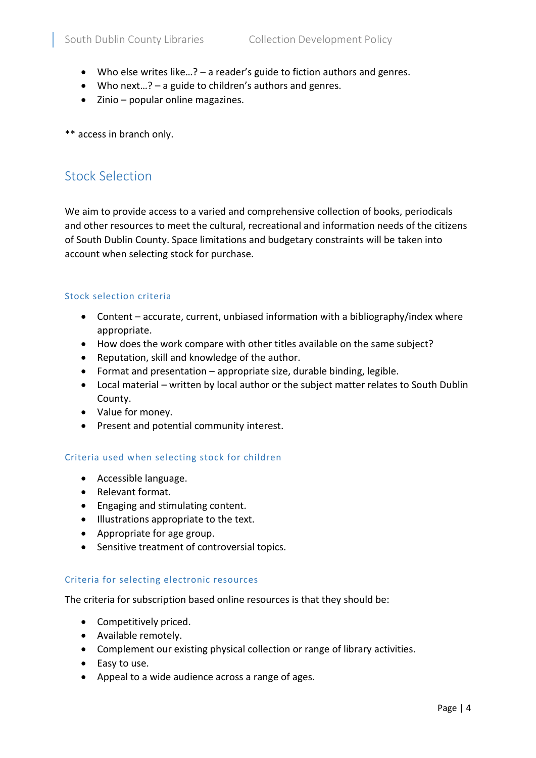- Who else writes like…? – a reader's guide to fiction authors and genres.
- Who next…? – a guide to children's authors and genres.
- Zinio – popular online magazines.

** access in branch only.

## Stock Selection

We aim to provide access to a varied and comprehensive collection of books, periodicals and other resources to meet the cultural, recreational and information needs of the citizens of South Dublin County. Space limitations and budgetary constraints will be taken into account when selecting stock for purchase.

### Stock selection criteria

- Content – accurate, current, unbiased information with a bibliography/index where appropriate.
- How does the work compare with other titles available on the same subject?
- Reputation, skill and knowledge of the author.
- Format and presentation – appropriate size, durable binding, legible.
- Local material – written by local author or the subject matter relates to South Dublin County.
- Value for money.
- Present and potential community interest.

### Criteria used when selecting stock for children

- Accessible language.
- Relevant format.
- Engaging and stimulating content.
- Illustrations appropriate to the text.
- Appropriate for age group.
- Sensitive treatment of controversial topics.

### Criteria for selecting electronic resources

The criteria for subscription based online resources is that they should be:

- Competitively priced.
- Available remotely.
- Complement our existing physical collection or range of library activities.
- Easy to use.
- Appeal to a wide audience across a range of ages.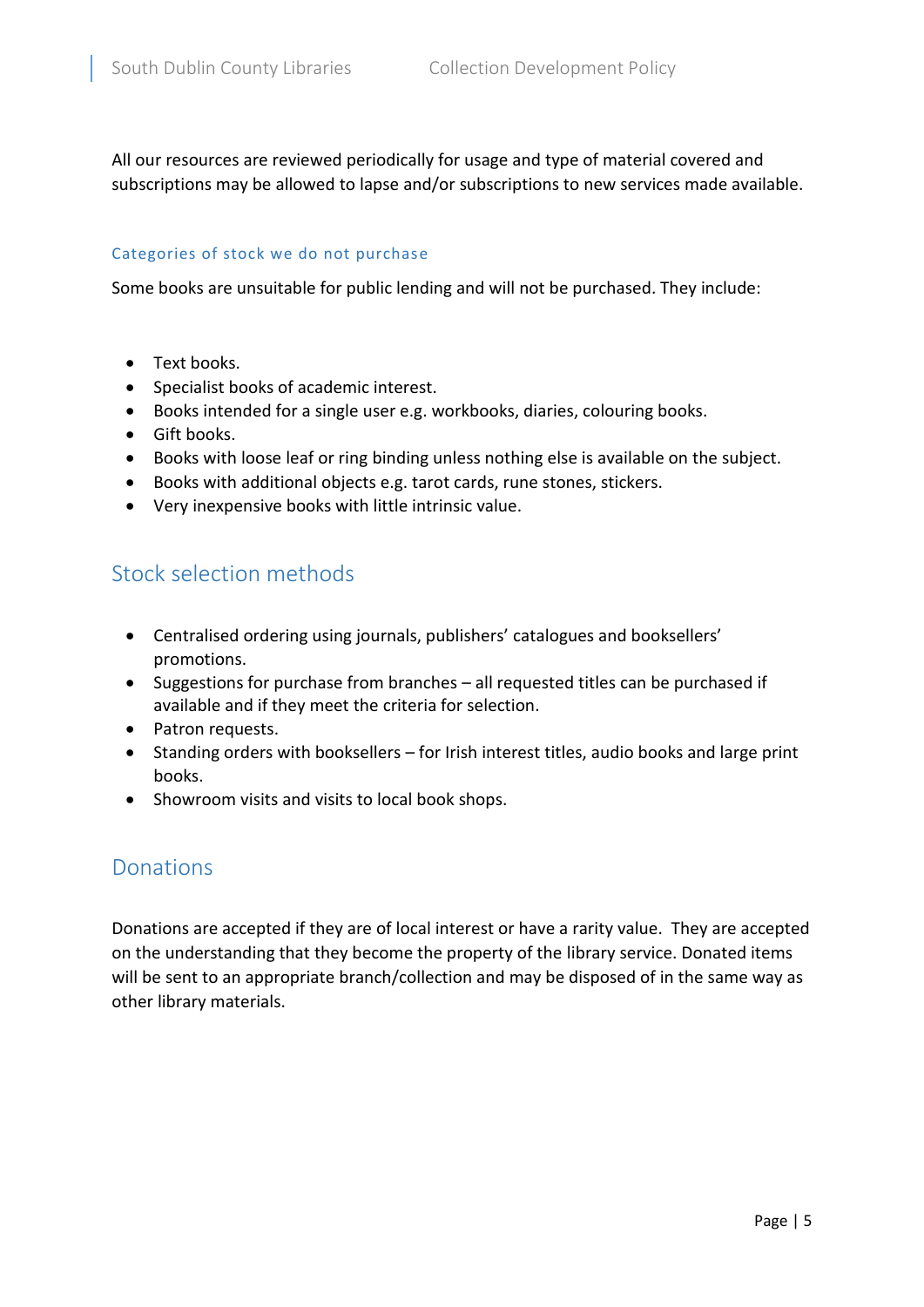All our resources are reviewed periodically for usage and type of material covered and subscriptions may be allowed to lapse and/or subscriptions to new services made available.

### Categories of stock we do not purchase

Some books are unsuitable for public lending and will not be purchased. They include:

- Text books.
- Specialist books of academic interest.
- Books intended for a single user e.g. workbooks, diaries, colouring books.
- Gift books.
- Books with loose leaf or ring binding unless nothing else is available on the subject.
- Books with additional objects e.g. tarot cards, rune stones, stickers.
- Very inexpensive books with little intrinsic value.

## Stock selection methods

- Centralised ordering using journals, publishers' catalogues and booksellers' promotions.
- Suggestions for purchase from branches – all requested titles can be purchased if available and if they meet the criteria for selection.
- Patron requests.
- Standing orders with booksellers – for Irish interest titles, audio books and large print books.
- Showroom visits and visits to local book shops.

## Donations

Donations are accepted if they are of local interest or have a rarity value. They are accepted on the understanding that they become the property of the library service. Donated items will be sent to an appropriate branch/collection and may be disposed of in the same way as other library materials.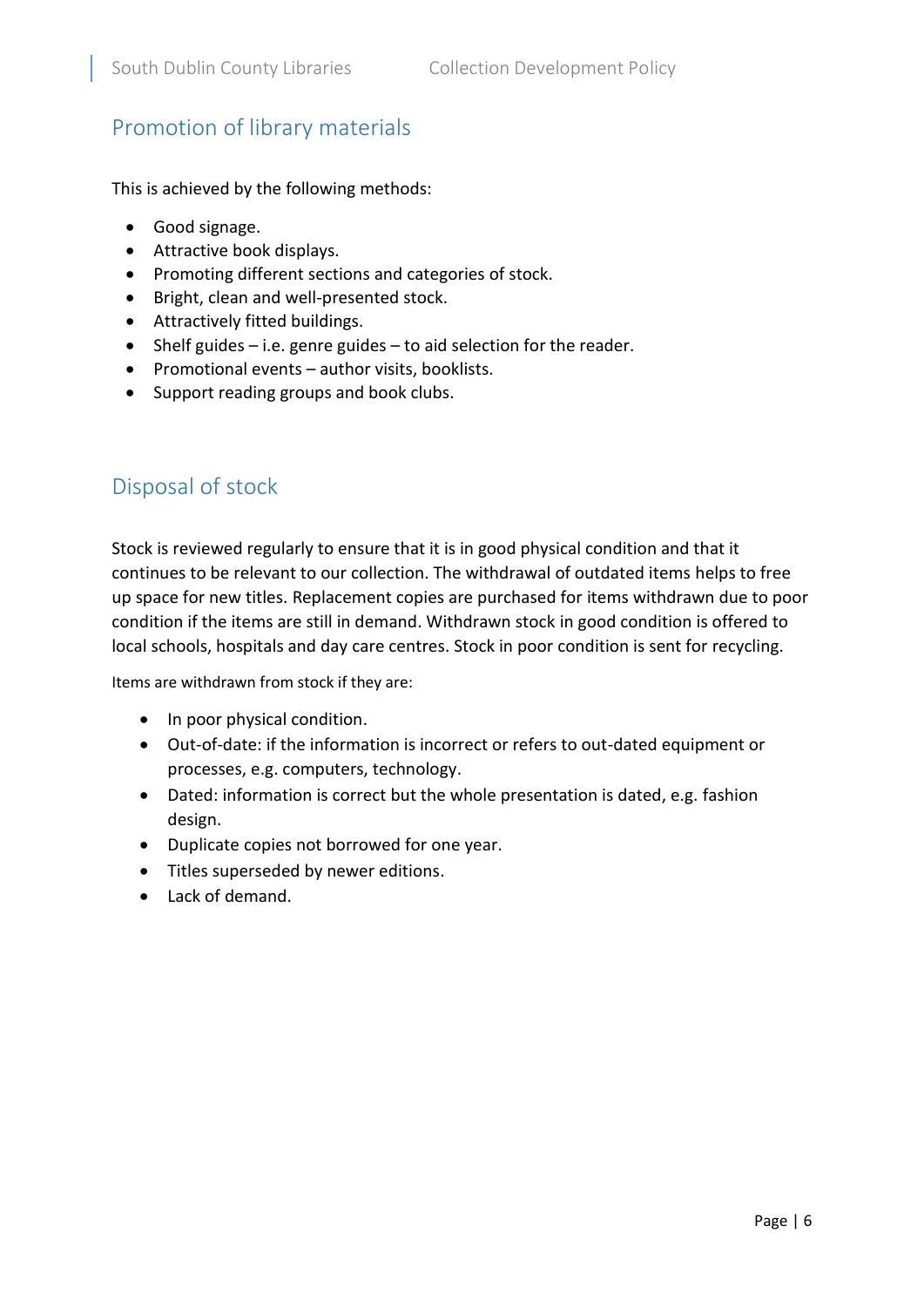## Promotion of library materials

This is achieved by the following methods:

- Good signage.
- Attractive book displays.
- Promoting different sections and categories of stock.
- Bright, clean and well-presented stock.
- Attractively fitted buildings.
- Shelf guides – i.e. genre guides – to aid selection for the reader.
- Promotional events – author visits, booklists.
- Support reading groups and book clubs.

## Disposal of stock

Stock is reviewed regularly to ensure that it is in good physical condition and that it continues to be relevant to our collection. The withdrawal of outdated items helps to free up space for new titles. Replacement copies are purchased for items withdrawn due to poor condition if the items are still in demand. Withdrawn stock in good condition is offered to local schools, hospitals and day care centres. Stock in poor condition is sent for recycling.

Items are withdrawn from stock if they are:

- In poor physical condition.
- Out-of-date: if the information is incorrect or refers to out-dated equipment or processes, e.g. computers, technology.
- Dated: information is correct but the whole presentation is dated, e.g. fashion design.
- Duplicate copies not borrowed for one year.
- Titles superseded by newer editions.
- Lack of demand.